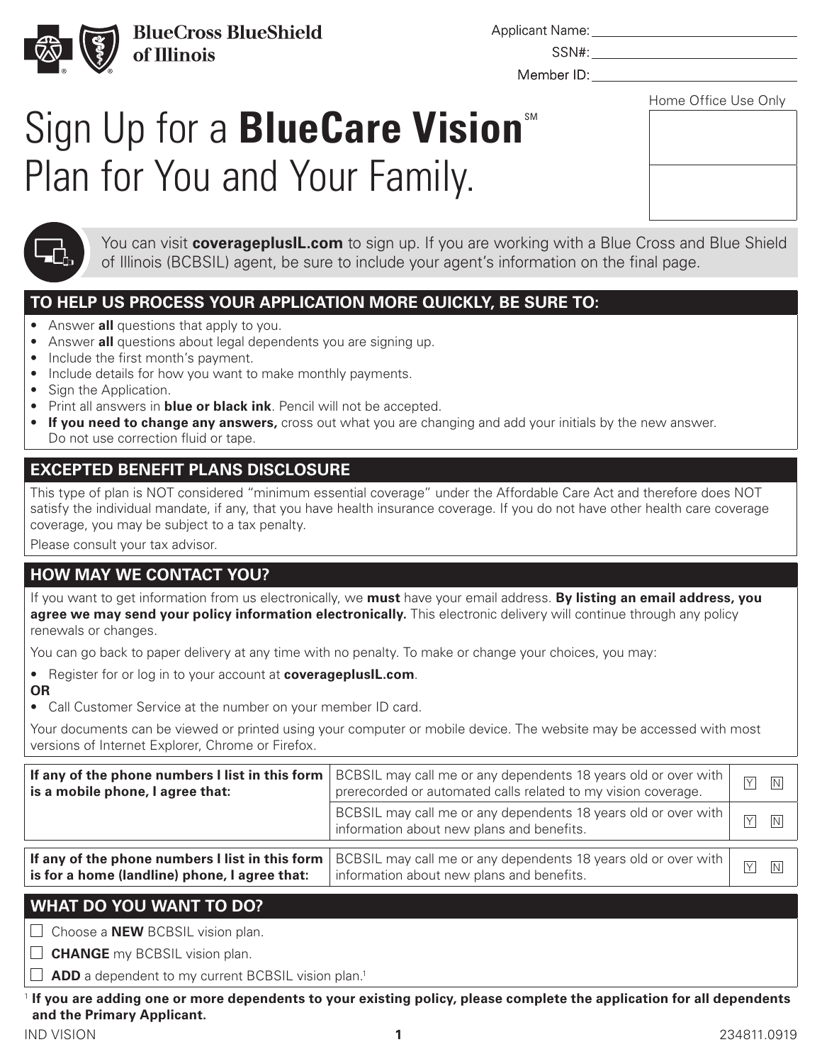BlueCross BlueShield of Illinois

Applicant Name: ____________________

SSN#: ____________________

Member ID: ____________________

Home Office Use Only

# Sign Up for a **BlueCare Vision**℠ Plan for You and Your Family.

You can visit **coverageplusIL.com** to sign up. If you are working with a Blue Cross and Blue Shield of Illinois (BCBSIL) agent, be sure to include your agent's information on the final page.

## TO HELP US PROCESS YOUR APPLICATION MORE QUICKLY, BE SURE TO:

- Answer **all** questions that apply to you.
- Answer **all** questions about legal dependents you are signing up.
- Include the first month's payment.
- Include details for how you want to make monthly payments.
- Sign the Application.
- Print all answers in **blue or black ink**. Pencil will not be accepted.
- **If you need to change any answers,** cross out what you are changing and add your initials by the new answer. Do not use correction fluid or tape.

## EXCEPTED BENEFIT PLANS DISCLOSURE

This type of plan is NOT considered "minimum essential coverage" under the Affordable Care Act and therefore does NOT satisfy the individual mandate, if any, that you have health insurance coverage. If you do not have other health care coverage coverage, you may be subject to a tax penalty.

Please consult your tax advisor.

## HOW MAY WE CONTACT YOU?

If you want to get information from us electronically, we **must** have your email address. **By listing an email address, you agree we may send your policy information electronically.** This electronic delivery will continue through any policy renewals or changes.

You can go back to paper delivery at any time with no penalty. To make or change your choices, you may:

- Register for or log in to your account at **coverageplusIL.com**.

**OR**

- Call Customer Service at the number on your member ID card.

Your documents can be viewed or printed using your computer or mobile device. The website may be accessed with most versions of Internet Explorer, Chrome or Firefox.

| | | |
|---|---|---|
| **If any of the phone numbers I list in this form is a mobile phone, I agree that:** | BCBSIL may call me or any dependents 18 years old or over with prerecorded or automated calls related to my vision coverage. | Y ☐ N ☐ |
| | BCBSIL may call me or any dependents 18 years old or over with information about new plans and benefits. | Y ☐ N ☐ |

| | | |
|---|---|---|
| **If any of the phone numbers I list in this form is for a home (landline) phone, I agree that:** | BCBSIL may call me or any dependents 18 years old or over with information about new plans and benefits. | Y ☐ N ☐ |

## WHAT DO YOU WANT TO DO?

☐ Choose a **NEW** BCBSIL vision plan.

☐ **CHANGE** my BCBSIL vision plan.

☐ **ADD** a dependent to my current BCBSIL vision plan.[1]

[1] **If you are adding one or more dependents to your existing policy, please complete the application for all dependents and the Primary Applicant.**

IND VISION 234811.0919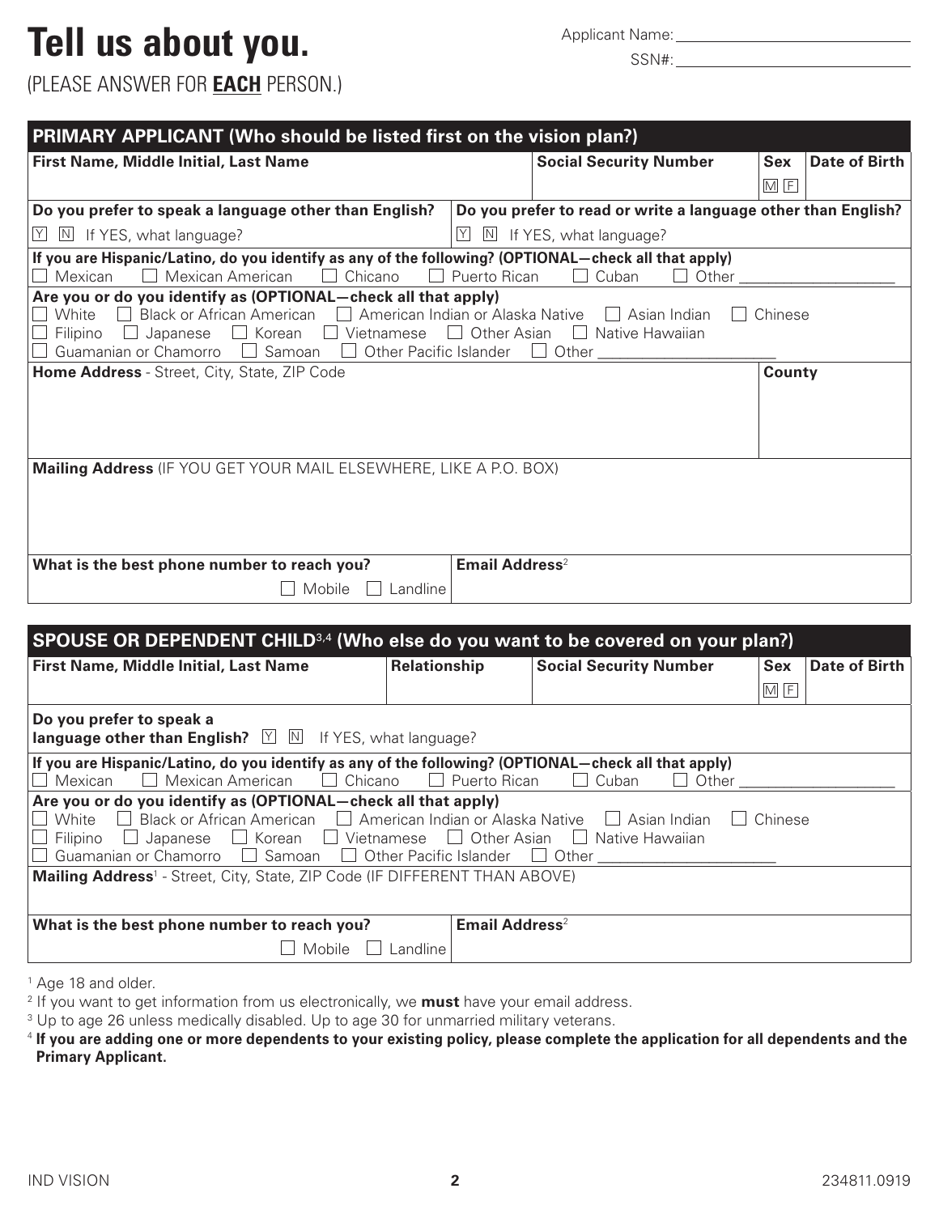# Tell us about you.

Applicant Name: ______________________

SSN#: ______________________

(PLEASE ANSWER FOR **EACH** PERSON.)

## PRIMARY APPLICANT (Who should be listed first on the vision plan?)

| First Name, Middle Initial, Last Name | Social Security Number | Sex | Date of Birth |
|---|---|---|---|
| | | M F | |

| Do you prefer to speak a language other than English? | Do you prefer to read or write a language other than English? |
|---|---|
| Y N If YES, what language? | Y N If YES, what language? |

**If you are Hispanic/Latino, do you identify as any of the following? (OPTIONAL—check all that apply)**
☐ Mexican ☐ Mexican American ☐ Chicano ☐ Puerto Rican ☐ Cuban ☐ Other ______________

**Are you or do you identify as (OPTIONAL—check all that apply)**
☐ White ☐ Black or African American ☐ American Indian or Alaska Native ☐ Asian Indian ☐ Chinese
☐ Filipino ☐ Japanese ☐ Korean ☐ Vietnamese ☐ Other Asian ☐ Native Hawaiian
☐ Guamanian or Chamorro ☐ Samoan ☐ Other Pacific Islander ☐ Other ______________

| Home Address - Street, City, State, ZIP Code | County |
|---|---|
| | |

**Mailing Address** (IF YOU GET YOUR MAIL ELSEWHERE, LIKE A P.O. BOX)

| What is the best phone number to reach you? | Email Address[2] |
|---|---|
| ☐ Mobile ☐ Landline | |

## SPOUSE OR DEPENDENT CHILD[3,4] (Who else do you want to be covered on your plan?)

| First Name, Middle Initial, Last Name | Relationship | Social Security Number | Sex | Date of Birth |
|---|---|---|---|---|
| | | | M F | |

**Do you prefer to speak a language other than English?** Y N If YES, what language?

**If you are Hispanic/Latino, do you identify as any of the following? (OPTIONAL—check all that apply)**
☐ Mexican ☐ Mexican American ☐ Chicano ☐ Puerto Rican ☐ Cuban ☐ Other ______________

**Are you or do you identify as (OPTIONAL—check all that apply)**
☐ White ☐ Black or African American ☐ American Indian or Alaska Native ☐ Asian Indian ☐ Chinese
☐ Filipino ☐ Japanese ☐ Korean ☐ Vietnamese ☐ Other Asian ☐ Native Hawaiian
☐ Guamanian or Chamorro ☐ Samoan ☐ Other Pacific Islander ☐ Other ______________

**Mailing Address**[1] - Street, City, State, ZIP Code (IF DIFFERENT THAN ABOVE)

| What is the best phone number to reach you? | Email Address[2] |
|---|---|
| ☐ Mobile ☐ Landline | |

[1] Age 18 and older.

[2] If you want to get information from us electronically, we **must** have your email address.

[3] Up to age 26 unless medically disabled. Up to age 30 for unmarried military veterans.

[4] **If you are adding one or more dependents to your existing policy, please complete the application for all dependents and the Primary Applicant.**

IND VISION 234811.0919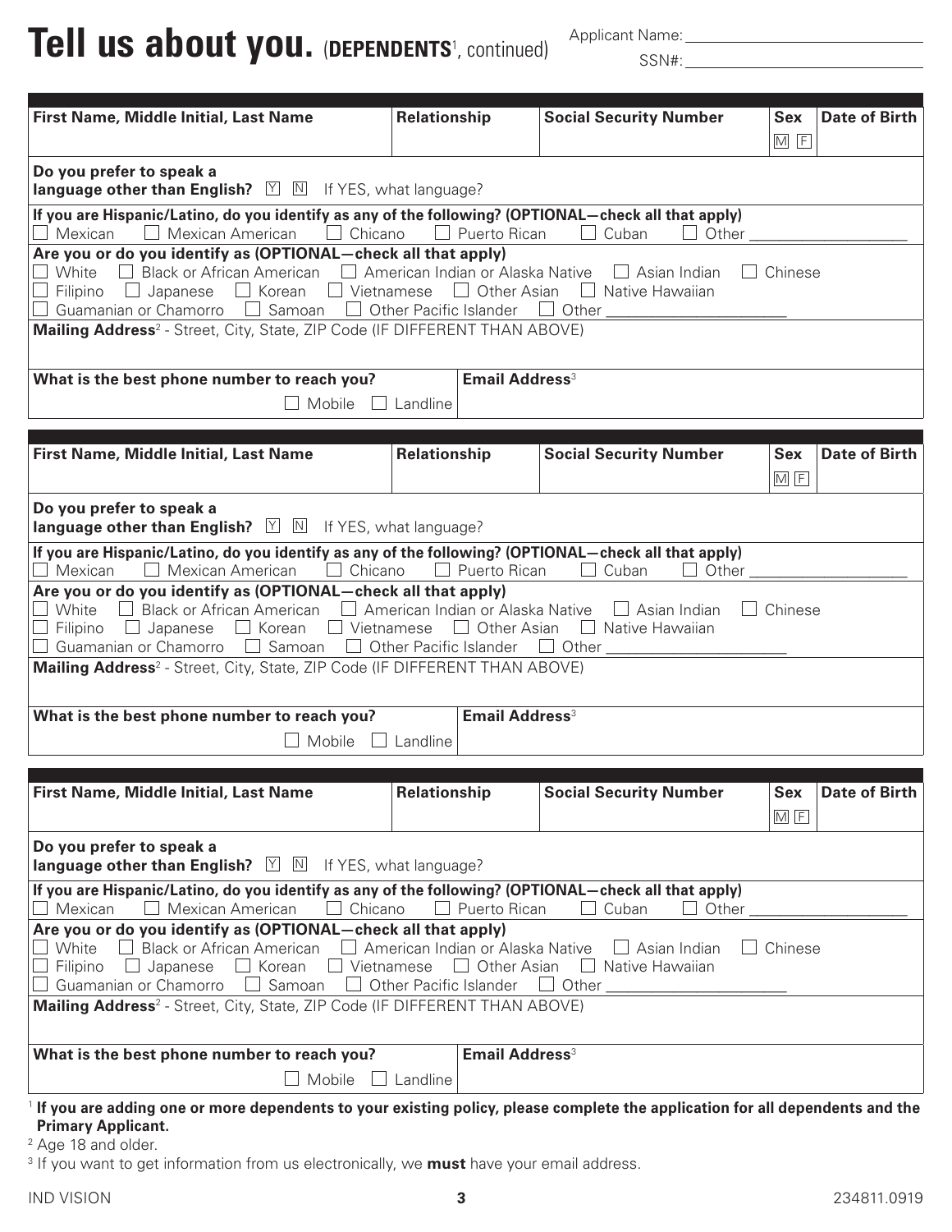# Tell us about you. (DEPENDENTS[1], continued)

Applicant Name: ______________________

SSN#: ______________________

| First Name, Middle Initial, Last Name | Relationship | Social Security Number | Sex M F | Date of Birth |
|---|---|---|---|---|
| | | | | |

**Do you prefer to speak a language other than English?** Y N   If YES, what language?

**If you are Hispanic/Latino, do you identify as any of the following? (OPTIONAL—check all that apply)**
☐ Mexican ☐ Mexican American ☐ Chicano ☐ Puerto Rican ☐ Cuban ☐ Other ______________

**Are you or do you identify as (OPTIONAL—check all that apply)**
☐ White ☐ Black or African American ☐ American Indian or Alaska Native ☐ Asian Indian ☐ Chinese
☐ Filipino ☐ Japanese ☐ Korean ☐ Vietnamese ☐ Other Asian ☐ Native Hawaiian
☐ Guamanian or Chamorro ☐ Samoan ☐ Other Pacific Islander ☐ Other ______________

**Mailing Address**[2] - Street, City, State, ZIP Code (IF DIFFERENT THAN ABOVE)

| What is the best phone number to reach you? ☐ Mobile ☐ Landline | Email Address[3] |
|---|---|
| | |

| First Name, Middle Initial, Last Name | Relationship | Social Security Number | Sex M F | Date of Birth |
|---|---|---|---|---|
| | | | | |

**Do you prefer to speak a language other than English?** Y N   If YES, what language?

**If you are Hispanic/Latino, do you identify as any of the following? (OPTIONAL—check all that apply)**
☐ Mexican ☐ Mexican American ☐ Chicano ☐ Puerto Rican ☐ Cuban ☐ Other ______________

**Are you or do you identify as (OPTIONAL—check all that apply)**
☐ White ☐ Black or African American ☐ American Indian or Alaska Native ☐ Asian Indian ☐ Chinese
☐ Filipino ☐ Japanese ☐ Korean ☐ Vietnamese ☐ Other Asian ☐ Native Hawaiian
☐ Guamanian or Chamorro ☐ Samoan ☐ Other Pacific Islander ☐ Other ______________

**Mailing Address**[2] - Street, City, State, ZIP Code (IF DIFFERENT THAN ABOVE)

| What is the best phone number to reach you? ☐ Mobile ☐ Landline | Email Address[3] |
|---|---|
| | |

| First Name, Middle Initial, Last Name | Relationship | Social Security Number | Sex M F | Date of Birth |
|---|---|---|---|---|
| | | | | |

**Do you prefer to speak a language other than English?** Y N   If YES, what language?

**If you are Hispanic/Latino, do you identify as any of the following? (OPTIONAL—check all that apply)**
☐ Mexican ☐ Mexican American ☐ Chicano ☐ Puerto Rican ☐ Cuban ☐ Other ______________

**Are you or do you identify as (OPTIONAL—check all that apply)**
☐ White ☐ Black or African American ☐ American Indian or Alaska Native ☐ Asian Indian ☐ Chinese
☐ Filipino ☐ Japanese ☐ Korean ☐ Vietnamese ☐ Other Asian ☐ Native Hawaiian
☐ Guamanian or Chamorro ☐ Samoan ☐ Other Pacific Islander ☐ Other ______________

**Mailing Address**[2] - Street, City, State, ZIP Code (IF DIFFERENT THAN ABOVE)

| What is the best phone number to reach you? ☐ Mobile ☐ Landline | Email Address[3] |
|---|---|
| | |

[1] **If you are adding one or more dependents to your existing policy, please complete the application for all dependents and the Primary Applicant.**

[2] Age 18 and older.

[3] If you want to get information from us electronically, we **must** have your email address.

IND VISION 234811.0919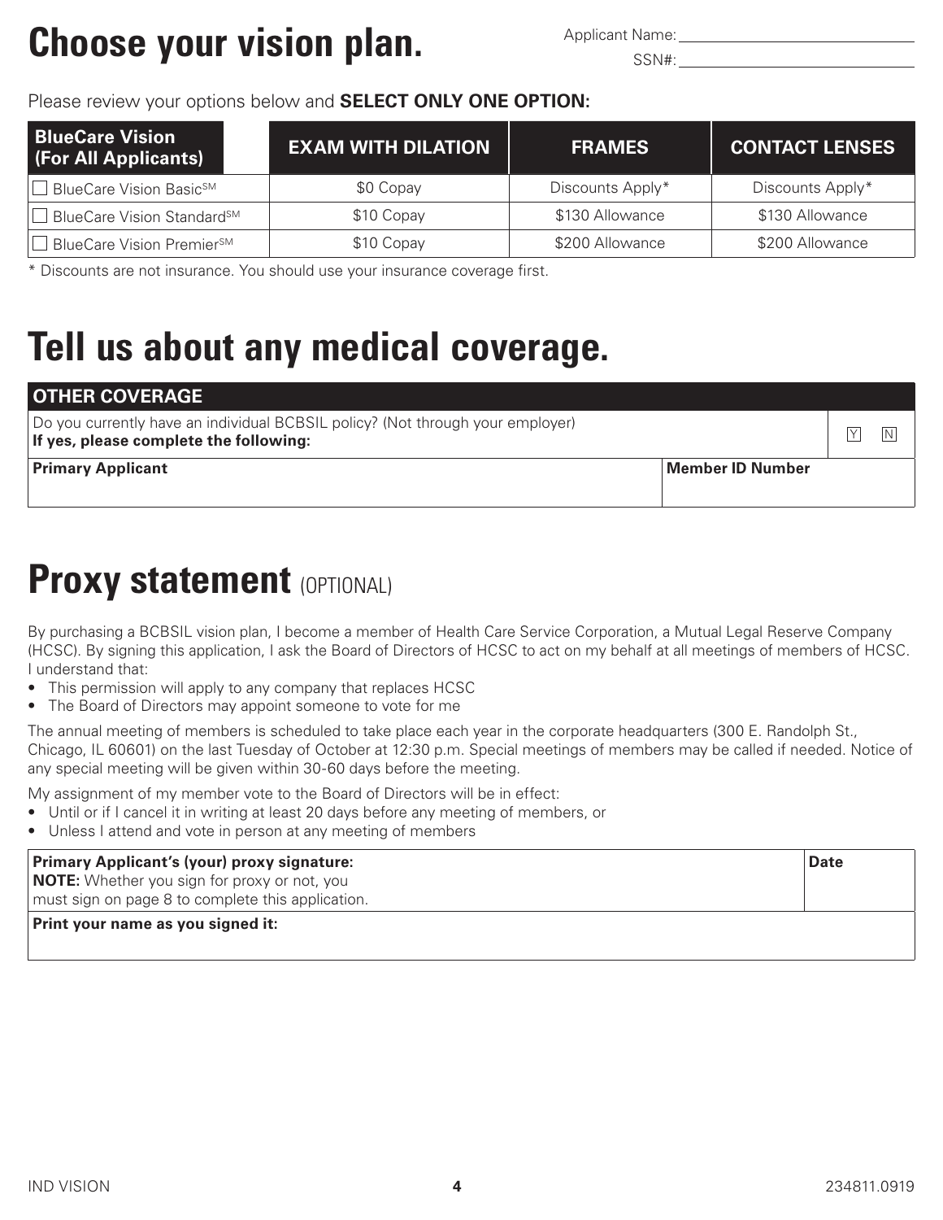# Choose your vision plan.

Applicant Name: ____________________

SSN#: ____________________

Please review your options below and **SELECT ONLY ONE OPTION:**

| BlueCare Vision (For All Applicants) | EXAM WITH DILATION | FRAMES | CONTACT LENSES |
|---|---|---|---|
| ☐ BlueCare Vision Basic℠ | $0 Copay | Discounts Apply* | Discounts Apply* |
| ☐ BlueCare Vision Standard℠ | $10 Copay | $130 Allowance | $130 Allowance |
| ☐ BlueCare Vision Premier℠ | $10 Copay | $200 Allowance | $200 Allowance |

* Discounts are not insurance. You should use your insurance coverage first.

# Tell us about any medical coverage.

| OTHER COVERAGE | |
|---|---|
| Do you currently have an individual BCBSIL policy? (Not through your employer) **If yes, please complete the following:** | ☐ Y ☐ N |
| **Primary Applicant** | **Member ID Number** |

# Proxy statement (OPTIONAL)

By purchasing a BCBSIL vision plan, I become a member of Health Care Service Corporation, a Mutual Legal Reserve Company (HCSC). By signing this application, I ask the Board of Directors of HCSC to act on my behalf at all meetings of members of HCSC. I understand that:

- This permission will apply to any company that replaces HCSC
- The Board of Directors may appoint someone to vote for me

The annual meeting of members is scheduled to take place each year in the corporate headquarters (300 E. Randolph St., Chicago, IL 60601) on the last Tuesday of October at 12:30 p.m. Special meetings of members may be called if needed. Notice of any special meeting will be given within 30-60 days before the meeting.

My assignment of my member vote to the Board of Directors will be in effect:

- Until or if I cancel it in writing at least 20 days before any meeting of members, or
- Unless I attend and vote in person at any meeting of members

| **Primary Applicant's (your) proxy signature:** **NOTE:** Whether you sign for proxy or not, you must sign on page 8 to complete this application. | **Date** |
|---|---|
| **Print your name as you signed it:** | |

IND VISION

234811.0919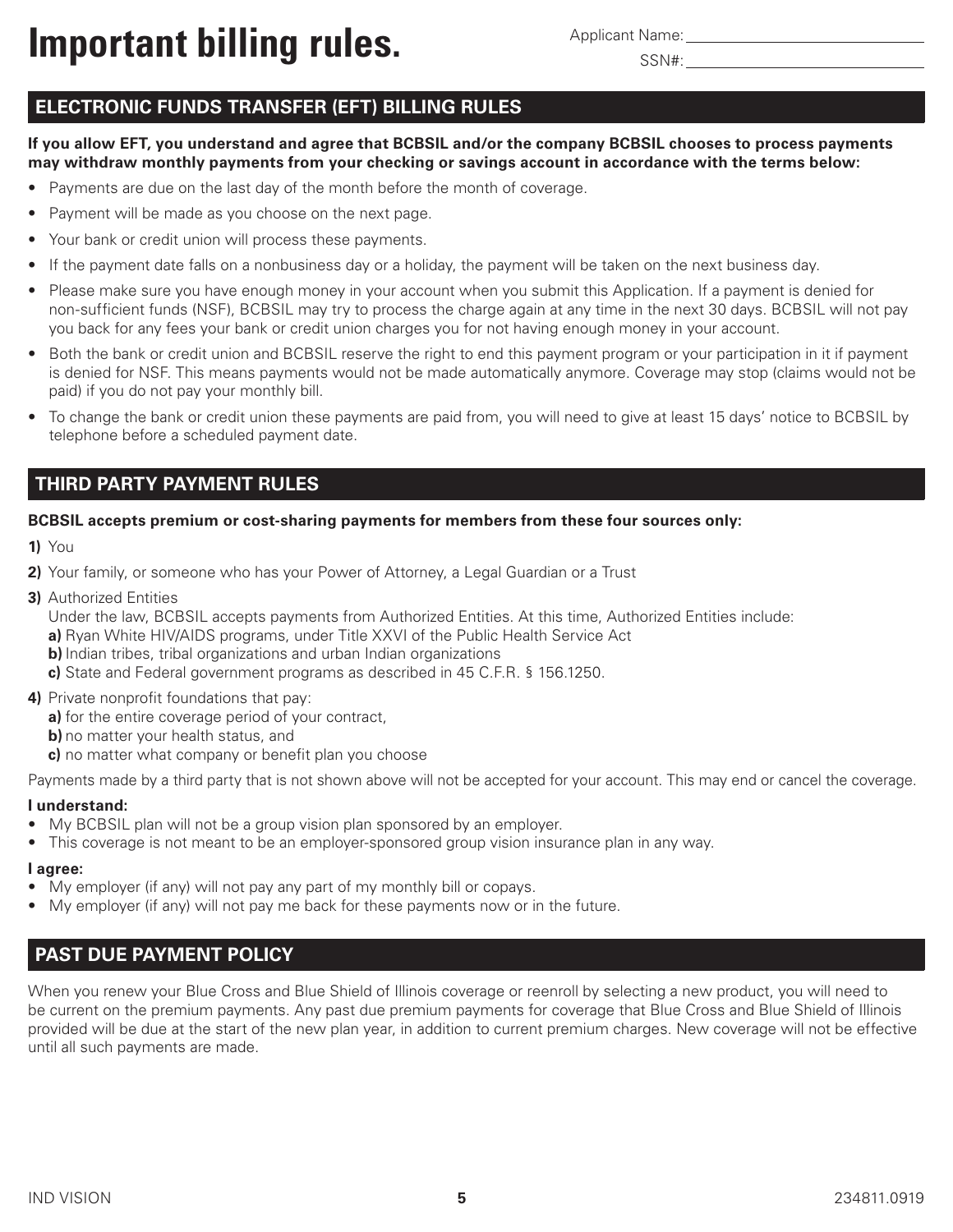# Important billing rules.

Applicant Name: ______________________

SSN#: ______________________

## ELECTRONIC FUNDS TRANSFER (EFT) BILLING RULES

**If you allow EFT, you understand and agree that BCBSIL and/or the company BCBSIL chooses to process payments may withdraw monthly payments from your checking or savings account in accordance with the terms below:**

- Payments are due on the last day of the month before the month of coverage.
- Payment will be made as you choose on the next page.
- Your bank or credit union will process these payments.
- If the payment date falls on a nonbusiness day or a holiday, the payment will be taken on the next business day.
- Please make sure you have enough money in your account when you submit this Application. If a payment is denied for non-sufficient funds (NSF), BCBSIL may try to process the charge again at any time in the next 30 days. BCBSIL will not pay you back for any fees your bank or credit union charges you for not having enough money in your account.
- Both the bank or credit union and BCBSIL reserve the right to end this payment program or your participation in it if payment is denied for NSF. This means payments would not be made automatically anymore. Coverage may stop (claims would not be paid) if you do not pay your monthly bill.
- To change the bank or credit union these payments are paid from, you will need to give at least 15 days' notice to BCBSIL by telephone before a scheduled payment date.

## THIRD PARTY PAYMENT RULES

**BCBSIL accepts premium or cost-sharing payments for members from these four sources only:**

**1)** You

**2)** Your family, or someone who has your Power of Attorney, a Legal Guardian or a Trust

**3)** Authorized Entities
   Under the law, BCBSIL accepts payments from Authorized Entities. At this time, Authorized Entities include:
   **a)** Ryan White HIV/AIDS programs, under Title XXVI of the Public Health Service Act
   **b)** Indian tribes, tribal organizations and urban Indian organizations
   **c)** State and Federal government programs as described in 45 C.F.R. § 156.1250.

**4)** Private nonprofit foundations that pay:
   **a)** for the entire coverage period of your contract,
   **b)** no matter your health status, and
   **c)** no matter what company or benefit plan you choose

Payments made by a third party that is not shown above will not be accepted for your account. This may end or cancel the coverage.

**I understand:**

- My BCBSIL plan will not be a group vision plan sponsored by an employer.
- This coverage is not meant to be an employer-sponsored group vision insurance plan in any way.

**I agree:**

- My employer (if any) will not pay any part of my monthly bill or copays.
- My employer (if any) will not pay me back for these payments now or in the future.

## PAST DUE PAYMENT POLICY

When you renew your Blue Cross and Blue Shield of Illinois coverage or reenroll by selecting a new product, you will need to be current on the premium payments. Any past due premium payments for coverage that Blue Cross and Blue Shield of Illinois provided will be due at the start of the new plan year, in addition to current premium charges. New coverage will not be effective until all such payments are made.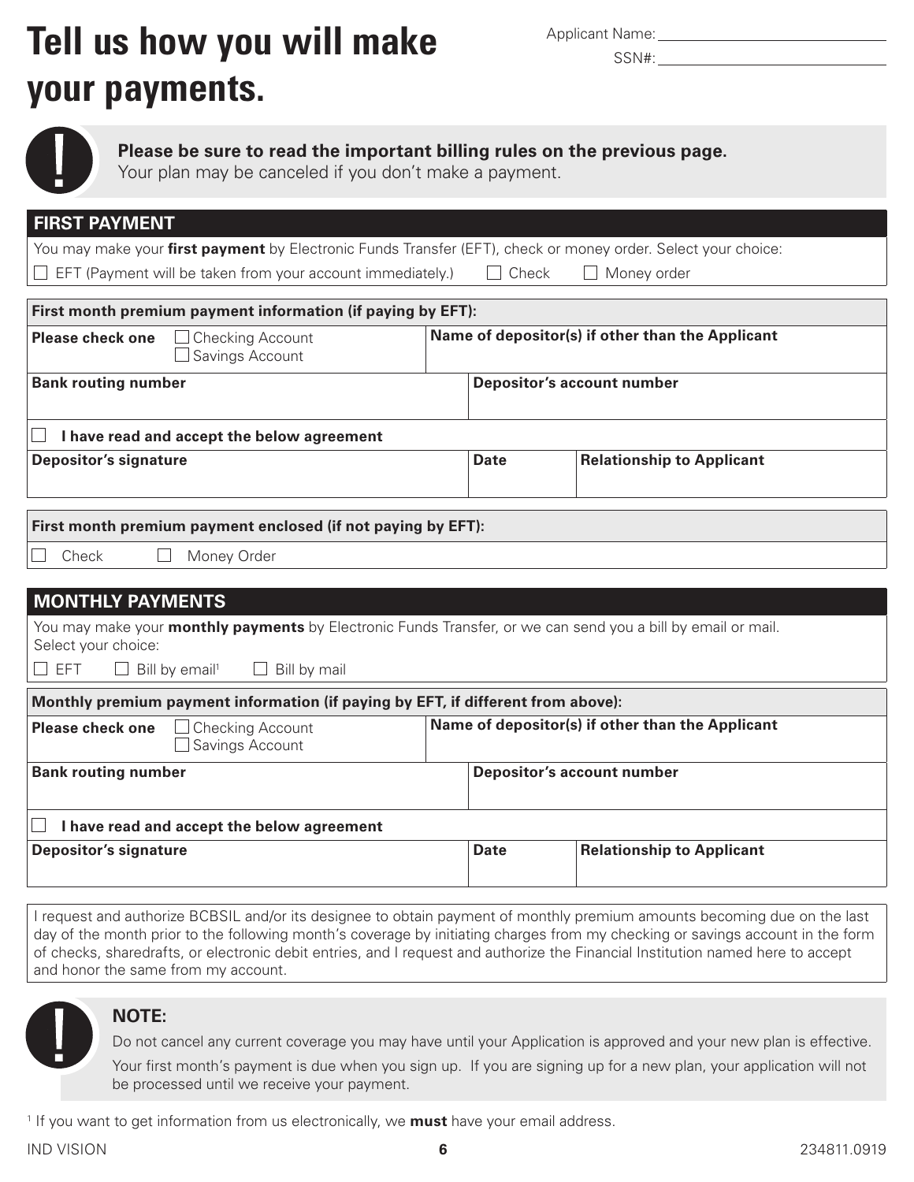# Tell us how you will make your payments.

Applicant Name: ______________________

SSN#: ______________________

**Please be sure to read the important billing rules on the previous page.**
Your plan may be canceled if you don't make a payment.

## FIRST PAYMENT

You may make your **first payment** by Electronic Funds Transfer (EFT), check or money order. Select your choice:

☐ EFT (Payment will be taken from your account immediately.)  ☐ Check  ☐ Money order

| **First month premium payment information (if paying by EFT):** | | |
|---|---|---|
| **Please check one** ☐ Checking Account ☐ Savings Account | **Name of depositor(s) if other than the Applicant** | |
| **Bank routing number** | **Depositor's account number** | |
| ☐ **I have read and accept the below agreement** | | |
| **Depositor's signature** | **Date** | **Relationship to Applicant** |

**First month premium payment enclosed (if not paying by EFT):**

☐ Check  ☐ Money Order

## MONTHLY PAYMENTS

You may make your **monthly payments** by Electronic Funds Transfer, or we can send you a bill by email or mail. Select your choice:

☐ EFT  ☐ Bill by email[1]  ☐ Bill by mail

| **Monthly premium payment information (if paying by EFT, if different from above):** | | |
|---|---|---|
| **Please check one** ☐ Checking Account ☐ Savings Account | **Name of depositor(s) if other than the Applicant** | |
| **Bank routing number** | **Depositor's account number** | |
| ☐ **I have read and accept the below agreement** | | |
| **Depositor's signature** | **Date** | **Relationship to Applicant** |

I request and authorize BCBSIL and/or its designee to obtain payment of monthly premium amounts becoming due on the last day of the month prior to the following month's coverage by initiating charges from my checking or savings account in the form of checks, sharedrafts, or electronic debit entries, and I request and authorize the Financial Institution named here to accept and honor the same from my account.

**NOTE:**

Do not cancel any current coverage you may have until your Application is approved and your new plan is effective.

Your first month's payment is due when you sign up. If you are signing up for a new plan, your application will not be processed until we receive your payment.

[1] If you want to get information from us electronically, we **must** have your email address.

IND VISION 234811.0919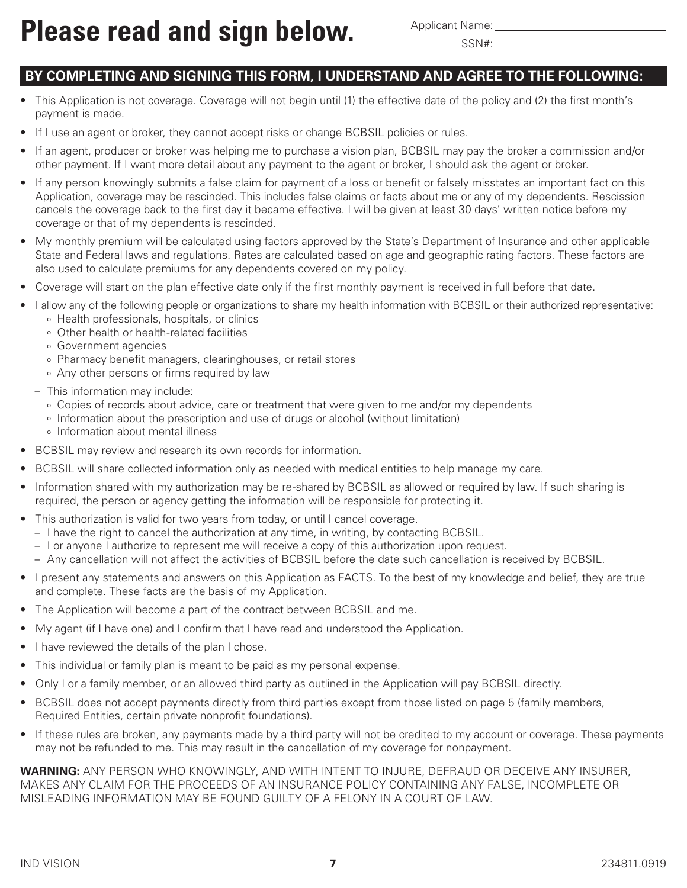# Please read and sign below.

Applicant Name: \_\_\_\_\_\_\_\_\_\_\_\_\_\_\_\_\_\_\_\_\_\_\_\_

SSN#: \_\_\_\_\_\_\_\_\_\_\_\_\_\_\_\_\_\_\_\_\_\_\_\_

## BY COMPLETING AND SIGNING THIS FORM, I UNDERSTAND AND AGREE TO THE FOLLOWING:

- This Application is not coverage. Coverage will not begin until (1) the effective date of the policy and (2) the first month's payment is made.
- If I use an agent or broker, they cannot accept risks or change BCBSIL policies or rules.
- If an agent, producer or broker was helping me to purchase a vision plan, BCBSIL may pay the broker a commission and/or other payment. If I want more detail about any payment to the agent or broker, I should ask the agent or broker.
- If any person knowingly submits a false claim for payment of a loss or benefit or falsely misstates an important fact on this Application, coverage may be rescinded. This includes false claims or facts about me or any of my dependents. Rescission cancels the coverage back to the first day it became effective. I will be given at least 30 days' written notice before my coverage or that of my dependents is rescinded.
- My monthly premium will be calculated using factors approved by the State's Department of Insurance and other applicable State and Federal laws and regulations. Rates are calculated based on age and geographic rating factors. These factors are also used to calculate premiums for any dependents covered on my policy.
- Coverage will start on the plan effective date only if the first monthly payment is received in full before that date.
- I allow any of the following people or organizations to share my health information with BCBSIL or their authorized representative:
  - Health professionals, hospitals, or clinics
  - Other health or health-related facilities
  - Government agencies
  - Pharmacy benefit managers, clearinghouses, or retail stores
  - Any other persons or firms required by law
  - This information may include:
    - Copies of records about advice, care or treatment that were given to me and/or my dependents
    - Information about the prescription and use of drugs or alcohol (without limitation)
    - Information about mental illness
- BCBSIL may review and research its own records for information.
- BCBSIL will share collected information only as needed with medical entities to help manage my care.
- Information shared with my authorization may be re-shared by BCBSIL as allowed or required by law. If such sharing is required, the person or agency getting the information will be responsible for protecting it.
- This authorization is valid for two years from today, or until I cancel coverage.
  - I have the right to cancel the authorization at any time, in writing, by contacting BCBSIL.
  - I or anyone I authorize to represent me will receive a copy of this authorization upon request.
  - Any cancellation will not affect the activities of BCBSIL before the date such cancellation is received by BCBSIL.
- I present any statements and answers on this Application as FACTS. To the best of my knowledge and belief, they are true and complete. These facts are the basis of my Application.
- The Application will become a part of the contract between BCBSIL and me.
- My agent (if I have one) and I confirm that I have read and understood the Application.
- I have reviewed the details of the plan I chose.
- This individual or family plan is meant to be paid as my personal expense.
- Only I or a family member, or an allowed third party as outlined in the Application will pay BCBSIL directly.
- BCBSIL does not accept payments directly from third parties except from those listed on page 5 (family members, Required Entities, certain private nonprofit foundations).
- If these rules are broken, any payments made by a third party will not be credited to my account or coverage. These payments may not be refunded to me. This may result in the cancellation of my coverage for nonpayment.

**WARNING:** ANY PERSON WHO KNOWINGLY, AND WITH INTENT TO INJURE, DEFRAUD OR DECEIVE ANY INSURER, MAKES ANY CLAIM FOR THE PROCEEDS OF AN INSURANCE POLICY CONTAINING ANY FALSE, INCOMPLETE OR MISLEADING INFORMATION MAY BE FOUND GUILTY OF A FELONY IN A COURT OF LAW.

IND VISION 234811.0919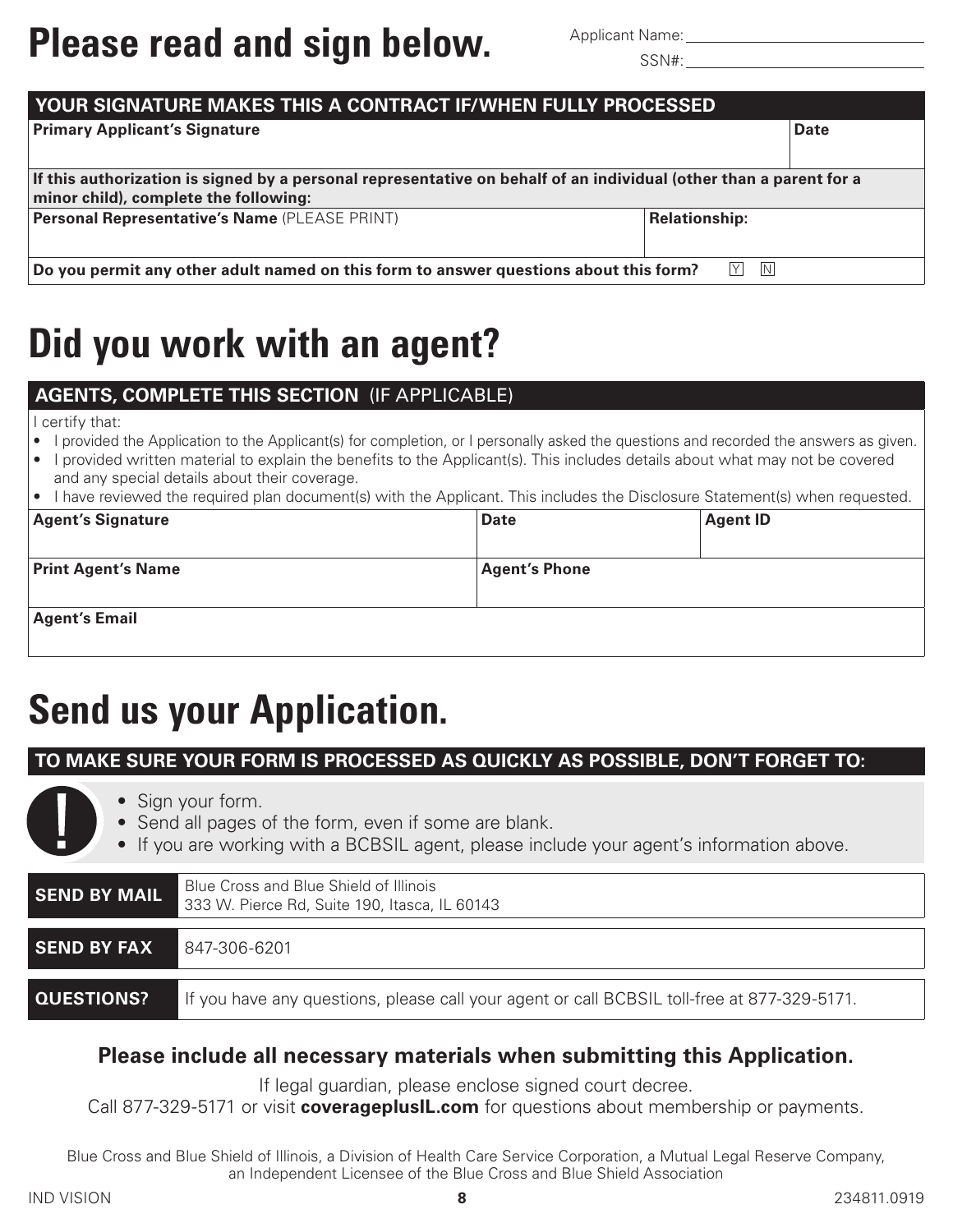# Please read and sign below.

Applicant Name: ____________________

SSN#: ____________________

| YOUR SIGNATURE MAKES THIS A CONTRACT IF/WHEN FULLY PROCESSED | |
|---|---|
| **Primary Applicant's Signature** | **Date** |
| **If this authorization is signed by a personal representative on behalf of an individual (other than a parent for a minor child), complete the following:** | |
| **Personal Representative's Name** (PLEASE PRINT) | **Relationship:** |
| **Do you permit any other adult named on this form to answer questions about this form?** | Y N |

# Did you work with an agent?

**AGENTS, COMPLETE THIS SECTION** (IF APPLICABLE)

I certify that:

- I provided the Application to the Applicant(s) for completion, or I personally asked the questions and recorded the answers as given.
- I provided written material to explain the benefits to the Applicant(s). This includes details about what may not be covered and any special details about their coverage.
- I have reviewed the required plan document(s) with the Applicant. This includes the Disclosure Statement(s) when requested.

| | | |
|---|---|---|
| **Agent's Signature** | **Date** | **Agent ID** |
| **Print Agent's Name** | **Agent's Phone** | |
| **Agent's Email** | | |

# Send us your Application.

**TO MAKE SURE YOUR FORM IS PROCESSED AS QUICKLY AS POSSIBLE, DON'T FORGET TO:**

- Sign your form.
- Send all pages of the form, even if some are blank.
- If you are working with a BCBSIL agent, please include your agent's information above.

| | |
|---|---|
| **SEND BY MAIL** | Blue Cross and Blue Shield of Illinois 333 W. Pierce Rd, Suite 190, Itasca, IL 60143 |
| **SEND BY FAX** | 847-306-6201 |
| **QUESTIONS?** | If you have any questions, please call your agent or call BCBSIL toll-free at 877-329-5171. |

**Please include all necessary materials when submitting this Application.**

If legal guardian, please enclose signed court decree.

Call 877-329-5171 or visit **coverageplusIL.com** for questions about membership or payments.

Blue Cross and Blue Shield of Illinois, a Division of Health Care Service Corporation, a Mutual Legal Reserve Company, an Independent Licensee of the Blue Cross and Blue Shield Association

IND VISION 234811.0919